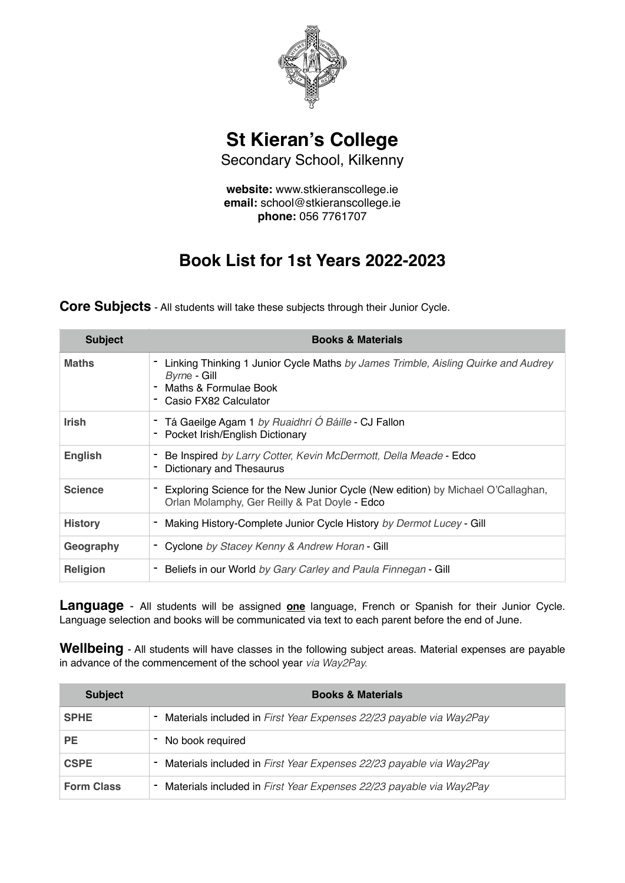# St Kieran's College

Secondary School, Kilkenny

**website:** www.stkieranscollege.ie
**email:** school@stkieranscollege.ie
**phone:** 056 7761707

## Book List for 1st Years 2022-2023

**Core Subjects** - All students will take these subjects through their Junior Cycle.

| Subject | Books & Materials |
| --- | --- |
| **Maths** | - Linking Thinking 1 Junior Cycle Maths *by James Trimble, Aisling Quirke and Audrey Byrne* - Gill<br>- Maths & Formulae Book<br>- Casio FX82 Calculator |
| **Irish** | - Tá Gaeilge Agam 1 *by Ruaidhrí Ó Báille* - CJ Fallon<br>- Pocket Irish/English Dictionary |
| **English** | - Be Inspired *by Larry Cotter, Kevin McDermott, Della Meade* - Edco<br>- Dictionary and Thesaurus |
| **Science** | - Exploring Science for the New Junior Cycle (New edition) by Michael O'Callaghan, Orlan Molamphy, Ger Reilly & Pat Doyle - Edco |
| **History** | - Making History-Complete Junior Cycle History *by Dermot Lucey* - Gill |
| **Geography** | - Cyclone *by Stacey Kenny & Andrew Horan* - Gill |
| **Religion** | - Beliefs in our World *by Gary Carley and Paula Finnegan* - Gill |

**Language** - All students will be assigned **<u>one</u>** language, French or Spanish for their Junior Cycle. Language selection and books will be communicated via text to each parent before the end of June.

**Wellbeing** - All students will have classes in the following subject areas. Material expenses are payable in advance of the commencement of the school year *via Way2Pay.*

| Subject | Books & Materials |
| --- | --- |
| **SPHE** | - Materials included in *First Year Expenses 22/23 payable via Way2Pay* |
| **PE** | - No book required |
| **CSPE** | - Materials included in *First Year Expenses 22/23 payable via Way2Pay* |
| **Form Class** | - Materials included in *First Year Expenses 22/23 payable via Way2Pay* |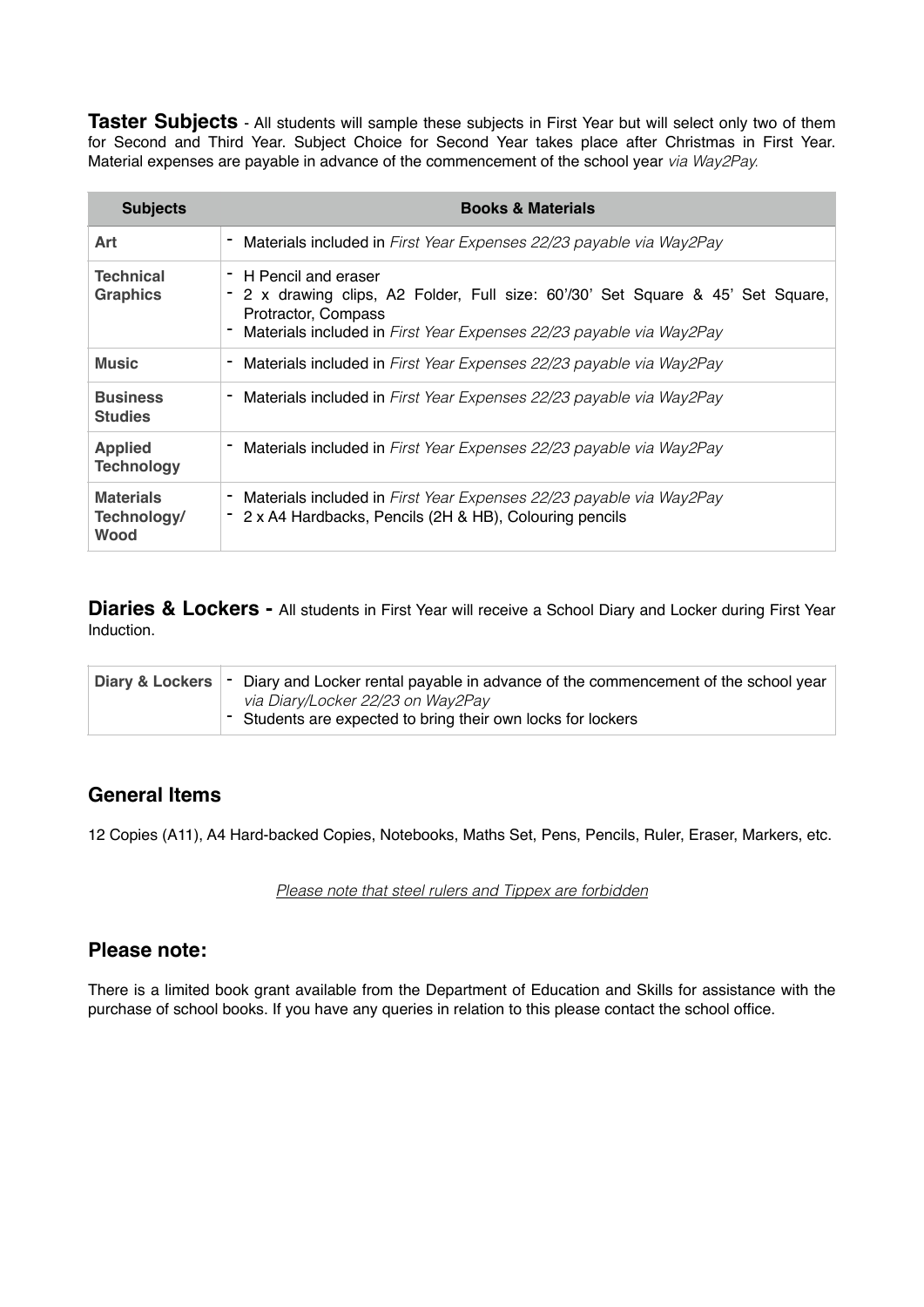**Taster Subjects** - All students will sample these subjects in First Year but will select only two of them for Second and Third Year. Subject Choice for Second Year takes place after Christmas in First Year. Material expenses are payable in advance of the commencement of the school year *via Way2Pay.*

| Subjects | Books & Materials |
|---|---|
| **Art** | - Materials included in *First Year Expenses 22/23 payable via Way2Pay* |
| **Technical Graphics** | - H Pencil and eraser<br>- 2 x drawing clips, A2 Folder, Full size: 60'/30' Set Square & 45' Set Square, Protractor, Compass<br>- Materials included in *First Year Expenses 22/23 payable via Way2Pay* |
| **Music** | - Materials included in *First Year Expenses 22/23 payable via Way2Pay* |
| **Business Studies** | - Materials included in *First Year Expenses 22/23 payable via Way2Pay* |
| **Applied Technology** | - Materials included in *First Year Expenses 22/23 payable via Way2Pay* |
| **Materials Technology/ Wood** | - Materials included in *First Year Expenses 22/23 payable via Way2Pay*<br>- 2 x A4 Hardbacks, Pencils (2H & HB), Colouring pencils |

**Diaries & Lockers -** All students in First Year will receive a School Diary and Locker during First Year Induction.

| | |
|---|---|
| **Diary & Lockers** | - Diary and Locker rental payable in advance of the commencement of the school year *via Diary/Locker 22/23 on Way2Pay*<br>- Students are expected to bring their own locks for lockers |

## General Items

12 Copies (A11), A4 Hard-backed Copies, Notebooks, Maths Set, Pens, Pencils, Ruler, Eraser, Markers, etc.

*Please note that steel rulers and Tippex are forbidden*

## Please note:

There is a limited book grant available from the Department of Education and Skills for assistance with the purchase of school books. If you have any queries in relation to this please contact the school office.